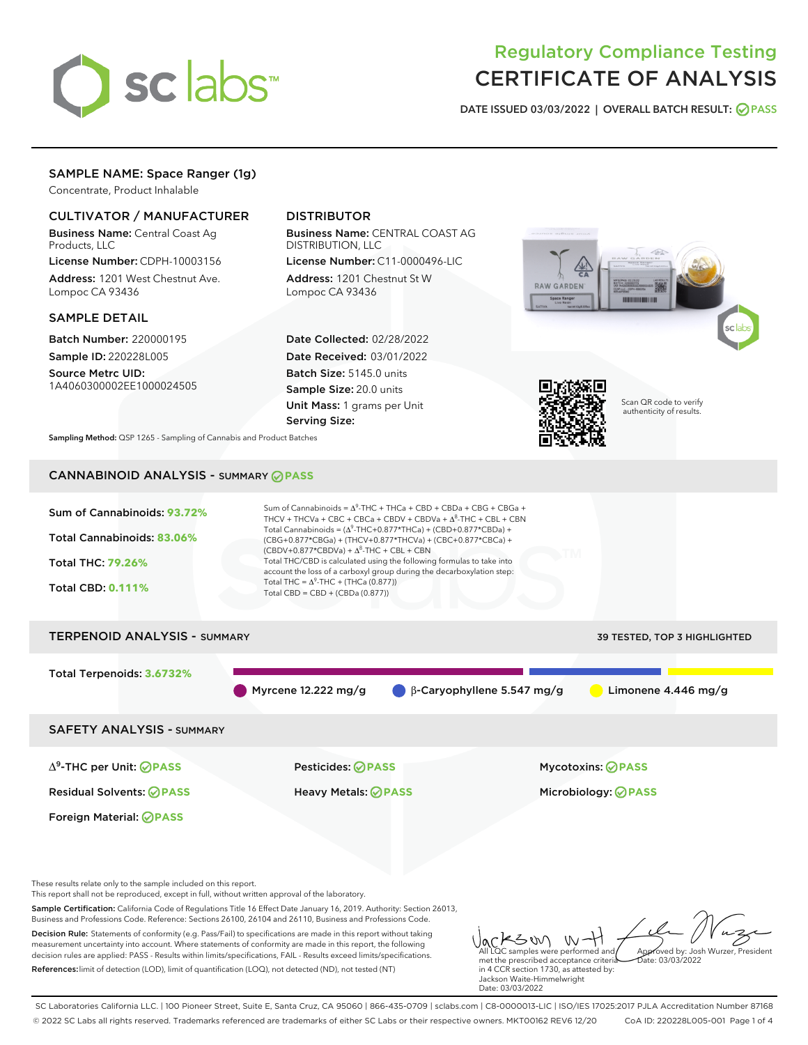# Regulatory Compliance Testing
# CERTIFICATE OF ANALYSIS

**DATE ISSUED 03/03/2022 | OVERALL BATCH RESULT: PASS**

## SAMPLE NAME: Space Ranger (1g)

Concentrate, Product Inhalable

### CULTIVATOR / MANUFACTURER

**Business Name:** Central Coast Ag Products, LLC

**License Number:** CDPH-10003156

**Address:** 1201 West Chestnut Ave. Lompoc CA 93436

### DISTRIBUTOR

**Business Name:** CENTRAL COAST AG DISTRIBUTION, LLC

**License Number:** C11-0000496-LIC

**Address:** 1201 Chestnut St W Lompoc CA 93436

### SAMPLE DETAIL

**Batch Number:** 220000195

**Sample ID:** 220228L005

**Source Metrc UID:** 1A4060300002EE1000024505

**Date Collected:** 02/28/2022

**Date Received:** 03/01/2022

**Batch Size:** 5145.0 units

**Sample Size:** 20.0 units

**Unit Mass:** 1 grams per Unit

**Serving Size:**

Scan QR code to verify authenticity of results.

**Sampling Method:** QSP 1265 - Sampling of Cannabis and Product Batches

## CANNABINOID ANALYSIS - SUMMARY PASS

Sum of Cannabinoids: **93.72%**

Total Cannabinoids: **83.06%**

Total THC: **79.26%**

Total CBD: **0.111%**

Sum of Cannabinoids = $\Delta^9$-THC + THCa + CBD + CBDa + CBG + CBGa + THCV + THCVa + CBC + CBCa + CBDV + CBDVa + $\Delta^8$-THC + CBL + CBN

Total Cannabinoids = ($\Delta^9$-THC+0.877*THCa) + (CBD+0.877*CBDa) + (CBG+0.877*CBGa) + (THCV+0.877*THCVa) + (CBC+0.877*CBCa) + (CBDV+0.877*CBDVa) + $\Delta^8$-THC + CBL + CBN

Total THC/CBD is calculated using the following formulas to take into account the loss of a carboxyl group during the decarboxylation step:

Total THC = $\Delta^9$-THC + (THCa (0.877))

Total CBD = CBD + (CBDa (0.877))

## TERPENOID ANALYSIS - SUMMARY

39 TESTED, TOP 3 HIGHLIGHTED

Total Terpenoids: **3.6732%**

Myrcene 12.222 mg/g | β-Caryophyllene 5.547 mg/g | Limonene 4.446 mg/g

## SAFETY ANALYSIS - SUMMARY

| | | |
|---|---|---|
| $\Delta^9$-THC per Unit: PASS | Pesticides: PASS | Mycotoxins: PASS |
| Residual Solvents: PASS | Heavy Metals: PASS | Microbiology: PASS |
| Foreign Material: PASS | | |

These results relate only to the sample included on this report.
This report shall not be reproduced, except in full, without written approval of the laboratory.

**Sample Certification:** California Code of Regulations Title 16 Effect Date January 16, 2019. Authority: Section 26013, Business and Professions Code. Reference: Sections 26100, 26104 and 26110, Business and Professions Code.

**Decision Rule:** Statements of conformity (e.g. Pass/Fail) to specifications are made in this report without taking measurement uncertainty into account. Where statements of conformity are made in this report, the following decision rules are applied: PASS - Results within limits/specifications, FAIL - Results exceed limits/specifications.

**References:** limit of detection (LOD), limit of quantification (LOQ), not detected (ND), not tested (NT)

All LQC samples were performed and met the prescribed acceptance criteria in 4 CCR section 1730, as attested by: Jackson Waite-Himmelwright Date: 03/03/2022

Approved by: Josh Wurzer, President Date: 03/03/2022

SC Laboratories California LLC. | 100 Pioneer Street, Suite E, Santa Cruz, CA 95060 | 866-435-0709 | sclabs.com | C8-0000013-LIC | ISO/IES 17025:2017 PJLA Accreditation Number 87168
© 2022 SC Labs all rights reserved. Trademarks referenced are trademarks of either SC Labs or their respective owners. MKT00162 REV6 12/20 CoA ID: 220228L005-001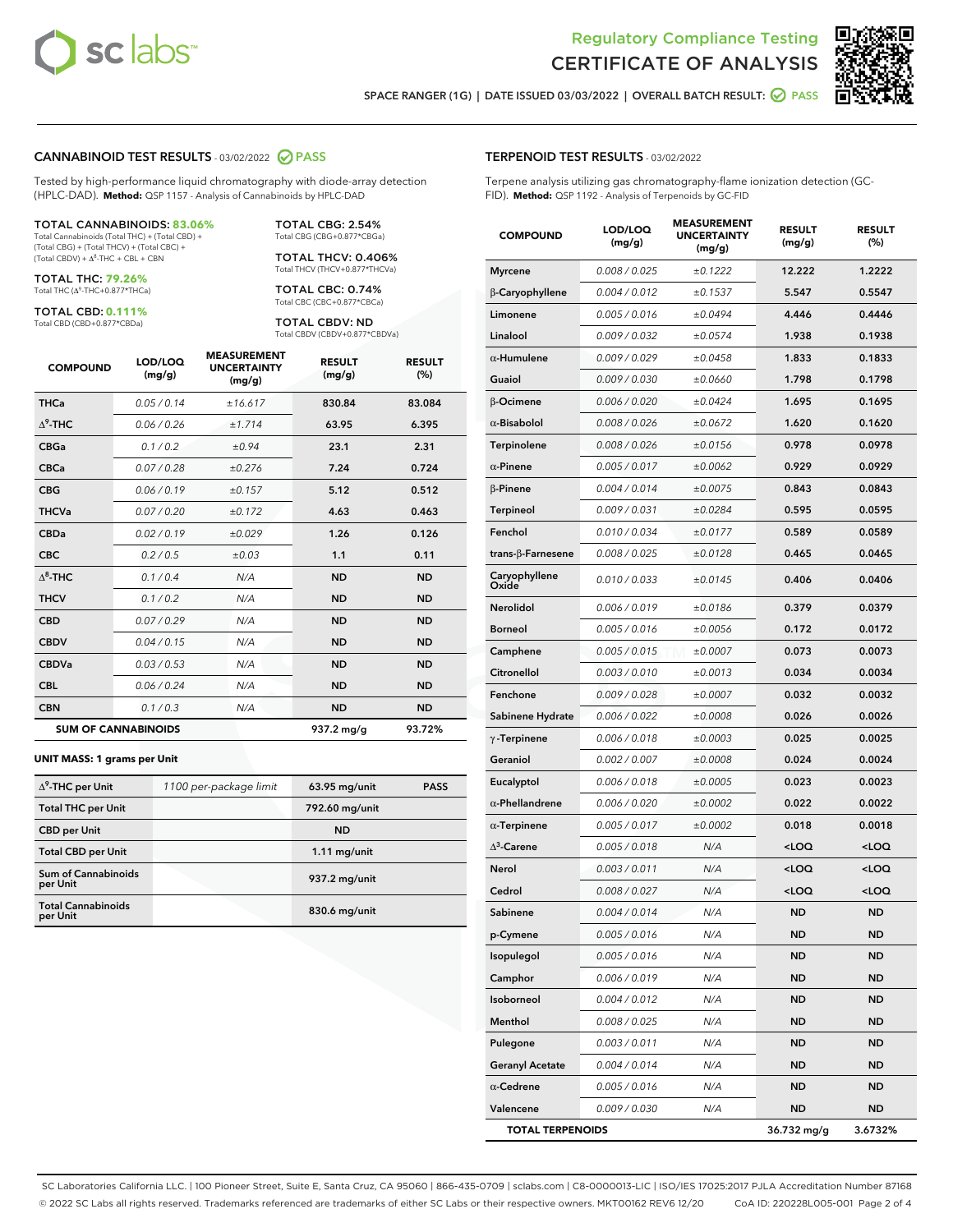# Regulatory Compliance Testing
# CERTIFICATE OF ANALYSIS

SPACE RANGER (1G) | DATE ISSUED 03/03/2022 | OVERALL BATCH RESULT: PASS

## CANNABINOID TEST RESULTS - 03/02/2022 PASS

Tested by high-performance liquid chromatography with diode-array detection (HPLC-DAD). **Method:** QSP 1157 - Analysis of Cannabinoids by HPLC-DAD

**TOTAL CANNABINOIDS: 83.06%**
Total Cannabinoids (Total THC) + (Total CBD) + (Total CBG) + (Total THCV) + (Total CBC) + (Total CBDV) + $\Delta^8$-THC + CBL + CBN

**TOTAL THC: 79.26%**
Total THC ($\Delta^9$-THC+0.877*THCa)

**TOTAL CBD: 0.111%**
Total CBD (CBD+0.877*CBDa)

**TOTAL CBG: 2.54%**
Total CBG (CBG+0.877*CBGa)

**TOTAL THCV: 0.406%**
Total THCV (THCV+0.877*THCVa)

**TOTAL CBC: 0.74%**
Total CBC (CBC+0.877*CBCa)

**TOTAL CBDV: ND**
Total CBDV (CBDV+0.877*CBDVa)

| COMPOUND | LOD/LOQ (mg/g) | MEASUREMENT UNCERTAINTY (mg/g) | RESULT (mg/g) | RESULT (%) |
|---|---|---|---|---|
| THCa | 0.05 / 0.14 | ±16.617 | 830.84 | 83.084 |
| $\Delta^9$-THC | 0.06 / 0.26 | ±1.714 | 63.95 | 6.395 |
| CBGa | 0.1 / 0.2 | ±0.94 | 23.1 | 2.31 |
| CBCa | 0.07 / 0.28 | ±0.276 | 7.24 | 0.724 |
| CBG | 0.06 / 0.19 | ±0.157 | 5.12 | 0.512 |
| THCVa | 0.07 / 0.20 | ±0.172 | 4.63 | 0.463 |
| CBDa | 0.02 / 0.19 | ±0.029 | 1.26 | 0.126 |
| CBC | 0.2 / 0.5 | ±0.03 | 1.1 | 0.11 |
| $\Delta^8$-THC | 0.1 / 0.4 | N/A | ND | ND |
| THCV | 0.1 / 0.2 | N/A | ND | ND |
| CBD | 0.07 / 0.29 | N/A | ND | ND |
| CBDV | 0.04 / 0.15 | N/A | ND | ND |
| CBDVa | 0.03 / 0.53 | N/A | ND | ND |
| CBL | 0.06 / 0.24 | N/A | ND | ND |
| CBN | 0.1 / 0.3 | N/A | ND | ND |
| **SUM OF CANNABINOIDS** | | | 937.2 mg/g | 93.72% |

### UNIT MASS: 1 grams per Unit

| | | | |
|---|---|---|---|
| $\Delta^9$-THC per Unit | 1100 per-package limit | 63.95 mg/unit | PASS |
| Total THC per Unit | | 792.60 mg/unit | |
| CBD per Unit | | ND | |
| Total CBD per Unit | | 1.11 mg/unit | |
| Sum of Cannabinoids per Unit | | 937.2 mg/unit | |
| Total Cannabinoids per Unit | | 830.6 mg/unit | |

## TERPENOID TEST RESULTS - 03/02/2022

Terpene analysis utilizing gas chromatography-flame ionization detection (GC-FID). **Method:** QSP 1192 - Analysis of Terpenoids by GC-FID

| COMPOUND | LOD/LOQ (mg/g) | MEASUREMENT UNCERTAINTY (mg/g) | RESULT (mg/g) | RESULT (%) |
|---|---|---|---|---|
| Myrcene | 0.008 / 0.025 | ±0.1222 | 12.222 | 1.2222 |
| β-Caryophyllene | 0.004 / 0.012 | ±0.1537 | 5.547 | 0.5547 |
| Limonene | 0.005 / 0.016 | ±0.0494 | 4.446 | 0.4446 |
| Linalool | 0.009 / 0.032 | ±0.0574 | 1.938 | 0.1938 |
| α-Humulene | 0.009 / 0.029 | ±0.0458 | 1.833 | 0.1833 |
| Guaiol | 0.009 / 0.030 | ±0.0660 | 1.798 | 0.1798 |
| β-Ocimene | 0.006 / 0.020 | ±0.0424 | 1.695 | 0.1695 |
| α-Bisabolol | 0.008 / 0.026 | ±0.0672 | 1.620 | 0.1620 |
| Terpinolene | 0.008 / 0.026 | ±0.0156 | 0.978 | 0.0978 |
| α-Pinene | 0.005 / 0.017 | ±0.0062 | 0.929 | 0.0929 |
| β-Pinene | 0.004 / 0.014 | ±0.0075 | 0.843 | 0.0843 |
| Terpineol | 0.009 / 0.031 | ±0.0284 | 0.595 | 0.0595 |
| Fenchol | 0.010 / 0.034 | ±0.0177 | 0.589 | 0.0589 |
| trans-β-Farnesene | 0.008 / 0.025 | ±0.0128 | 0.465 | 0.0465 |
| Caryophyllene Oxide | 0.010 / 0.033 | ±0.0145 | 0.406 | 0.0406 |
| Nerolidol | 0.006 / 0.019 | ±0.0186 | 0.379 | 0.0379 |
| Borneol | 0.005 / 0.016 | ±0.0056 | 0.172 | 0.0172 |
| Camphene | 0.005 / 0.015 | ±0.0007 | 0.073 | 0.0073 |
| Citronellol | 0.003 / 0.010 | ±0.0013 | 0.034 | 0.0034 |
| Fenchone | 0.009 / 0.028 | ±0.0007 | 0.032 | 0.0032 |
| Sabinene Hydrate | 0.006 / 0.022 | ±0.0008 | 0.026 | 0.0026 |
| γ-Terpinene | 0.006 / 0.018 | ±0.0003 | 0.025 | 0.0025 |
| Geraniol | 0.002 / 0.007 | ±0.0008 | 0.024 | 0.0024 |
| Eucalyptol | 0.006 / 0.018 | ±0.0005 | 0.023 | 0.0023 |
| α-Phellandrene | 0.006 / 0.020 | ±0.0002 | 0.022 | 0.0022 |
| α-Terpinene | 0.005 / 0.017 | ±0.0002 | 0.018 | 0.0018 |
| $\Delta^3$-Carene | 0.005 / 0.018 | N/A | <LOQ | <LOQ |
| Nerol | 0.003 / 0.011 | N/A | <LOQ | <LOQ |
| Cedrol | 0.008 / 0.027 | N/A | <LOQ | <LOQ |
| Sabinene | 0.004 / 0.014 | N/A | ND | ND |
| p-Cymene | 0.005 / 0.016 | N/A | ND | ND |
| Isopulegol | 0.005 / 0.016 | N/A | ND | ND |
| Camphor | 0.006 / 0.019 | N/A | ND | ND |
| Isoborneol | 0.004 / 0.012 | N/A | ND | ND |
| Menthol | 0.008 / 0.025 | N/A | ND | ND |
| Pulegone | 0.003 / 0.011 | N/A | ND | ND |
| Geranyl Acetate | 0.004 / 0.014 | N/A | ND | ND |
| α-Cedrene | 0.005 / 0.016 | N/A | ND | ND |
| Valencene | 0.009 / 0.030 | N/A | ND | ND |
| **TOTAL TERPENOIDS** | | | 36.732 mg/g | 3.6732% |

SC Laboratories California LLC. | 100 Pioneer Street, Suite E, Santa Cruz, CA 95060 | 866-435-0709 | sclabs.com | C8-0000013-LIC | ISO/IES 17025:2017 PJLA Accreditation Number 87168
© 2022 SC Labs all rights reserved. Trademarks referenced are trademarks of either SC Labs or their respective owners. MKT00162 REV6 12/20 CoA ID: 220228L005-001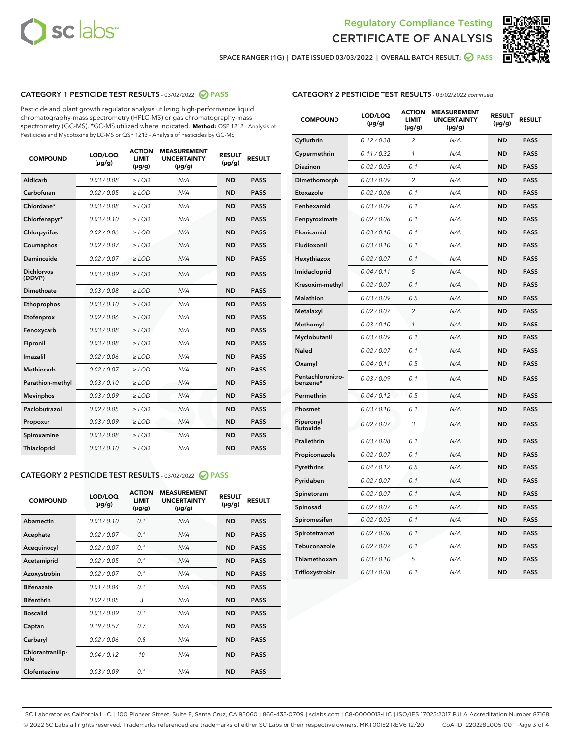SPACE RANGER (1G) | DATE ISSUED 03/03/2022 | OVERALL BATCH RESULT: PASS

## CATEGORY 1 PESTICIDE TEST RESULTS - 03/02/2022 PASS

Pesticide and plant growth regulator analysis utilizing high-performance liquid chromatography-mass spectrometry (HPLC-MS) or gas chromatography-mass spectrometry (GC-MS). *GC-MS utilized where indicated. **Method:** QSP 1212 - Analysis of Pesticides and Mycotoxins by LC-MS or QSP 1213 - Analysis of Pesticides by GC-MS

| COMPOUND | LOD/LOQ (µg/g) | ACTION LIMIT (µg/g) | MEASUREMENT UNCERTAINTY (µg/g) | RESULT (µg/g) | RESULT |
|---|---|---|---|---|---|
| Aldicarb | 0.03 / 0.08 | ≥ LOD | N/A | ND | PASS |
| Carbofuran | 0.02 / 0.05 | ≥ LOD | N/A | ND | PASS |
| Chlordane* | 0.03 / 0.08 | ≥ LOD | N/A | ND | PASS |
| Chlorfenapyr* | 0.03 / 0.10 | ≥ LOD | N/A | ND | PASS |
| Chlorpyrifos | 0.02 / 0.06 | ≥ LOD | N/A | ND | PASS |
| Coumaphos | 0.02 / 0.07 | ≥ LOD | N/A | ND | PASS |
| Daminozide | 0.02 / 0.07 | ≥ LOD | N/A | ND | PASS |
| Dichlorvos (DDVP) | 0.03 / 0.09 | ≥ LOD | N/A | ND | PASS |
| Dimethoate | 0.03 / 0.08 | ≥ LOD | N/A | ND | PASS |
| Ethoprophos | 0.03 / 0.10 | ≥ LOD | N/A | ND | PASS |
| Etofenprox | 0.02 / 0.06 | ≥ LOD | N/A | ND | PASS |
| Fenoxycarb | 0.03 / 0.08 | ≥ LOD | N/A | ND | PASS |
| Fipronil | 0.03 / 0.08 | ≥ LOD | N/A | ND | PASS |
| Imazalil | 0.02 / 0.06 | ≥ LOD | N/A | ND | PASS |
| Methiocarb | 0.02 / 0.07 | ≥ LOD | N/A | ND | PASS |
| Parathion-methyl | 0.03 / 0.10 | ≥ LOD | N/A | ND | PASS |
| Mevinphos | 0.03 / 0.09 | ≥ LOD | N/A | ND | PASS |
| Paclobutrazol | 0.02 / 0.05 | ≥ LOD | N/A | ND | PASS |
| Propoxur | 0.03 / 0.09 | ≥ LOD | N/A | ND | PASS |
| Spiroxamine | 0.03 / 0.08 | ≥ LOD | N/A | ND | PASS |
| Thiacloprid | 0.03 / 0.10 | ≥ LOD | N/A | ND | PASS |

## CATEGORY 2 PESTICIDE TEST RESULTS - 03/02/2022 PASS

| COMPOUND | LOD/LOQ (µg/g) | ACTION LIMIT (µg/g) | MEASUREMENT UNCERTAINTY (µg/g) | RESULT (µg/g) | RESULT |
|---|---|---|---|---|---|
| Abamectin | 0.03 / 0.10 | 0.1 | N/A | ND | PASS |
| Acephate | 0.02 / 0.07 | 0.1 | N/A | ND | PASS |
| Acequinocyl | 0.02 / 0.07 | 0.1 | N/A | ND | PASS |
| Acetamiprid | 0.02 / 0.05 | 0.1 | N/A | ND | PASS |
| Azoxystrobin | 0.02 / 0.07 | 0.1 | N/A | ND | PASS |
| Bifenazate | 0.01 / 0.04 | 0.1 | N/A | ND | PASS |
| Bifenthrin | 0.02 / 0.05 | 3 | N/A | ND | PASS |
| Boscalid | 0.03 / 0.09 | 0.1 | N/A | ND | PASS |
| Captan | 0.19 / 0.57 | 0.7 | N/A | ND | PASS |
| Carbaryl | 0.02 / 0.06 | 0.5 | N/A | ND | PASS |
| Chlorantraniliprole | 0.04 / 0.12 | 10 | N/A | ND | PASS |
| Clofentezine | 0.03 / 0.09 | 0.1 | N/A | ND | PASS |
| Cyfluthrin | 0.12 / 0.38 | 2 | N/A | ND | PASS |
| Cypermethrin | 0.11 / 0.32 | 1 | N/A | ND | PASS |
| Diazinon | 0.02 / 0.05 | 0.1 | N/A | ND | PASS |
| Dimethomorph | 0.03 / 0.09 | 2 | N/A | ND | PASS |
| Etoxazole | 0.02 / 0.06 | 0.1 | N/A | ND | PASS |
| Fenhexamid | 0.03 / 0.09 | 0.1 | N/A | ND | PASS |
| Fenpyroximate | 0.02 / 0.06 | 0.1 | N/A | ND | PASS |
| Flonicamid | 0.03 / 0.10 | 0.1 | N/A | ND | PASS |
| Fludioxonil | 0.03 / 0.10 | 0.1 | N/A | ND | PASS |
| Hexythiazox | 0.02 / 0.07 | 0.1 | N/A | ND | PASS |
| Imidacloprid | 0.04 / 0.11 | 5 | N/A | ND | PASS |
| Kresoxim-methyl | 0.02 / 0.07 | 0.1 | N/A | ND | PASS |
| Malathion | 0.03 / 0.09 | 0.5 | N/A | ND | PASS |
| Metalaxyl | 0.02 / 0.07 | 2 | N/A | ND | PASS |
| Methomyl | 0.03 / 0.10 | 1 | N/A | ND | PASS |
| Myclobutanil | 0.03 / 0.09 | 0.1 | N/A | ND | PASS |
| Naled | 0.02 / 0.07 | 0.1 | N/A | ND | PASS |
| Oxamyl | 0.04 / 0.11 | 0.5 | N/A | ND | PASS |
| Pentachloronitrobenzene* | 0.03 / 0.09 | 0.1 | N/A | ND | PASS |
| Permethrin | 0.04 / 0.12 | 0.5 | N/A | ND | PASS |
| Phosmet | 0.03 / 0.10 | 0.1 | N/A | ND | PASS |
| Piperonyl Butoxide | 0.02 / 0.07 | 3 | N/A | ND | PASS |
| Prallethrin | 0.03 / 0.08 | 0.1 | N/A | ND | PASS |
| Propiconazole | 0.02 / 0.07 | 0.1 | N/A | ND | PASS |
| Pyrethrins | 0.04 / 0.12 | 0.5 | N/A | ND | PASS |
| Pyridaben | 0.02 / 0.07 | 0.1 | N/A | ND | PASS |
| Spinetoram | 0.02 / 0.07 | 0.1 | N/A | ND | PASS |
| Spinosad | 0.02 / 0.07 | 0.1 | N/A | ND | PASS |
| Spiromesifen | 0.02 / 0.05 | 0.1 | N/A | ND | PASS |
| Spirotetramat | 0.02 / 0.06 | 0.1 | N/A | ND | PASS |
| Tebuconazole | 0.02 / 0.07 | 0.1 | N/A | ND | PASS |
| Thiamethoxam | 0.03 / 0.10 | 5 | N/A | ND | PASS |
| Trifloxystrobin | 0.03 / 0.08 | 0.1 | N/A | ND | PASS |

SC Laboratories California LLC. | 100 Pioneer Street, Suite E, Santa Cruz, CA 95060 | 866-435-0709 | sclabs.com | C8-0000013-LIC | ISO/IES 17025:2017 PJLA Accreditation Number 87168
© 2022 SC Labs all rights reserved. Trademarks referenced are trademarks of either SC Labs or their respective owners. MKT00162 REV6 12/20 CoA ID: 220228L005-001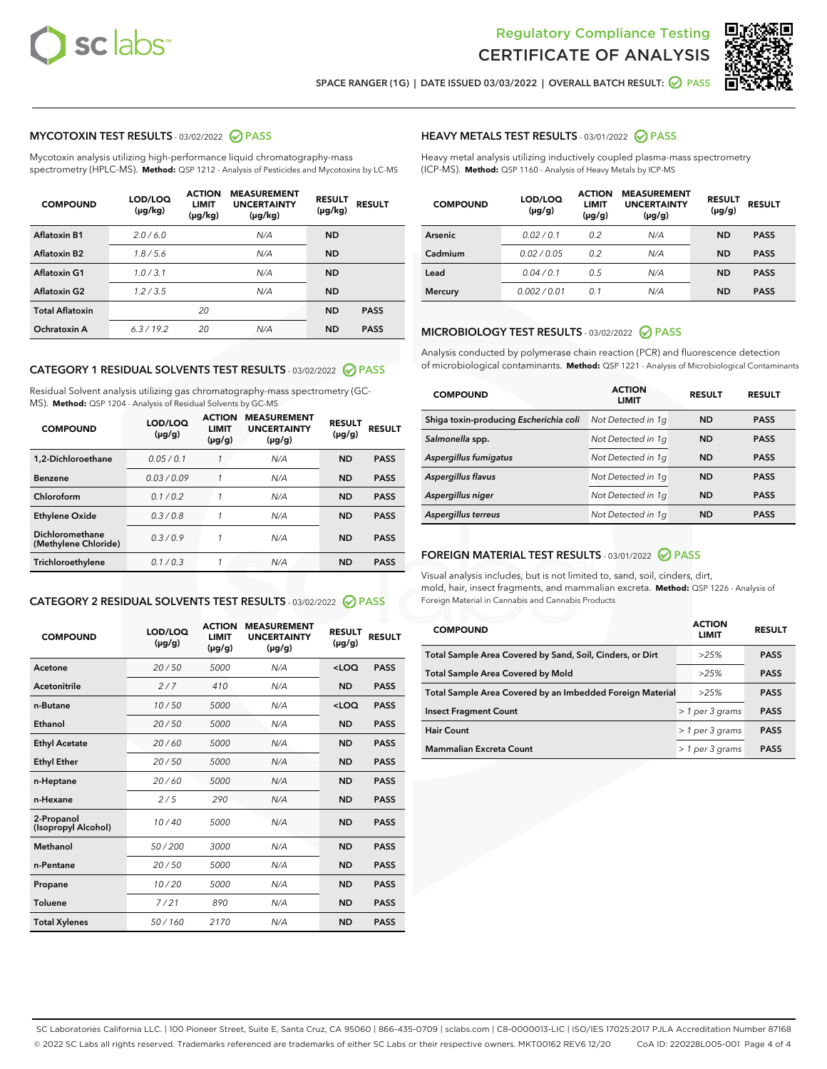Regulatory Compliance Testing
# CERTIFICATE OF ANALYSIS

SPACE RANGER (1G) | DATE ISSUED 03/03/2022 | OVERALL BATCH RESULT: PASS

## MYCOTOXIN TEST RESULTS - 03/02/2022 PASS

Mycotoxin analysis utilizing high-performance liquid chromatography-mass spectrometry (HPLC-MS). **Method:** QSP 1212 - Analysis of Pesticides and Mycotoxins by LC-MS

| COMPOUND | LOD/LOQ (µg/kg) | ACTION LIMIT (µg/kg) | MEASUREMENT UNCERTAINTY (µg/kg) | RESULT (µg/kg) | RESULT |
|---|---|---|---|---|---|
| Aflatoxin B1 | 2.0 / 6.0 | | N/A | ND | |
| Aflatoxin B2 | 1.8 / 5.6 | | N/A | ND | |
| Aflatoxin G1 | 1.0 / 3.1 | | N/A | ND | |
| Aflatoxin G2 | 1.2 / 3.5 | | N/A | ND | |
| Total Aflatoxin | | 20 | | ND | PASS |
| Ochratoxin A | 6.3 / 19.2 | 20 | N/A | ND | PASS |

## CATEGORY 1 RESIDUAL SOLVENTS TEST RESULTS - 03/02/2022 PASS

Residual Solvent analysis utilizing gas chromatography-mass spectrometry (GC-MS). **Method:** QSP 1204 - Analysis of Residual Solvents by GC-MS

| COMPOUND | LOD/LOQ (µg/g) | ACTION LIMIT (µg/g) | MEASUREMENT UNCERTAINTY (µg/g) | RESULT (µg/g) | RESULT |
|---|---|---|---|---|---|
| 1,2-Dichloroethane | 0.05 / 0.1 | 1 | N/A | ND | PASS |
| Benzene | 0.03 / 0.09 | 1 | N/A | ND | PASS |
| Chloroform | 0.1 / 0.2 | 1 | N/A | ND | PASS |
| Ethylene Oxide | 0.3 / 0.8 | 1 | N/A | ND | PASS |
| Dichloromethane (Methylene Chloride) | 0.3 / 0.9 | 1 | N/A | ND | PASS |
| Trichloroethylene | 0.1 / 0.3 | 1 | N/A | ND | PASS |

## CATEGORY 2 RESIDUAL SOLVENTS TEST RESULTS - 03/02/2022 PASS

| COMPOUND | LOD/LOQ (µg/g) | ACTION LIMIT (µg/g) | MEASUREMENT UNCERTAINTY (µg/g) | RESULT (µg/g) | RESULT |
|---|---|---|---|---|---|
| Acetone | 20 / 50 | 5000 | N/A | <LOQ | PASS |
| Acetonitrile | 2 / 7 | 410 | N/A | ND | PASS |
| n-Butane | 10 / 50 | 5000 | N/A | <LOQ | PASS |
| Ethanol | 20 / 50 | 5000 | N/A | ND | PASS |
| Ethyl Acetate | 20 / 60 | 5000 | N/A | ND | PASS |
| Ethyl Ether | 20 / 50 | 5000 | N/A | ND | PASS |
| n-Heptane | 20 / 60 | 5000 | N/A | ND | PASS |
| n-Hexane | 2 / 5 | 290 | N/A | ND | PASS |
| 2-Propanol (Isopropyl Alcohol) | 10 / 40 | 5000 | N/A | ND | PASS |
| Methanol | 50 / 200 | 3000 | N/A | ND | PASS |
| n-Pentane | 20 / 50 | 5000 | N/A | ND | PASS |
| Propane | 10 / 20 | 5000 | N/A | ND | PASS |
| Toluene | 7 / 21 | 890 | N/A | ND | PASS |
| Total Xylenes | 50 / 160 | 2170 | N/A | ND | PASS |

## HEAVY METALS TEST RESULTS - 03/01/2022 PASS

Heavy metal analysis utilizing inductively coupled plasma-mass spectrometry (ICP-MS). **Method:** QSP 1160 - Analysis of Heavy Metals by ICP-MS

| COMPOUND | LOD/LOQ (µg/g) | ACTION LIMIT (µg/g) | MEASUREMENT UNCERTAINTY (µg/g) | RESULT (µg/g) | RESULT |
|---|---|---|---|---|---|
| Arsenic | 0.02 / 0.1 | 0.2 | N/A | ND | PASS |
| Cadmium | 0.02 / 0.05 | 0.2 | N/A | ND | PASS |
| Lead | 0.04 / 0.1 | 0.5 | N/A | ND | PASS |
| Mercury | 0.002 / 0.01 | 0.1 | N/A | ND | PASS |

## MICROBIOLOGY TEST RESULTS - 03/02/2022 PASS

Analysis conducted by polymerase chain reaction (PCR) and fluorescence detection of microbiological contaminants. **Method:** QSP 1221 - Analysis of Microbiological Contaminants

| COMPOUND | ACTION LIMIT | RESULT | RESULT |
|---|---|---|---|
| Shiga toxin-producing *Escherichia coli* | Not Detected in 1g | ND | PASS |
| *Salmonella* spp. | Not Detected in 1g | ND | PASS |
| *Aspergillus fumigatus* | Not Detected in 1g | ND | PASS |
| *Aspergillus flavus* | Not Detected in 1g | ND | PASS |
| *Aspergillus niger* | Not Detected in 1g | ND | PASS |
| *Aspergillus terreus* | Not Detected in 1g | ND | PASS |

## FOREIGN MATERIAL TEST RESULTS - 03/01/2022 PASS

Visual analysis includes, but is not limited to, sand, soil, cinders, dirt, mold, hair, insect fragments, and mammalian excreta. **Method:** QSP 1226 - Analysis of Foreign Material in Cannabis and Cannabis Products

| COMPOUND | ACTION LIMIT | RESULT |
|---|---|---|
| Total Sample Area Covered by Sand, Soil, Cinders, or Dirt | >25% | PASS |
| Total Sample Area Covered by Mold | >25% | PASS |
| Total Sample Area Covered by an Imbedded Foreign Material | >25% | PASS |
| Insect Fragment Count | > 1 per 3 grams | PASS |
| Hair Count | > 1 per 3 grams | PASS |
| Mammalian Excreta Count | > 1 per 3 grams | PASS |

SC Laboratories California LLC. | 100 Pioneer Street, Suite E, Santa Cruz, CA 95060 | 866-435-0709 | sclabs.com | C8-0000013-LIC | ISO/IES 17025:2017 PJLA Accreditation Number 87168
© 2022 SC Labs all rights reserved. Trademarks referenced are trademarks of either SC Labs or their respective owners. MKT00162 REV6 12/20 CoA ID: 220228L005-001